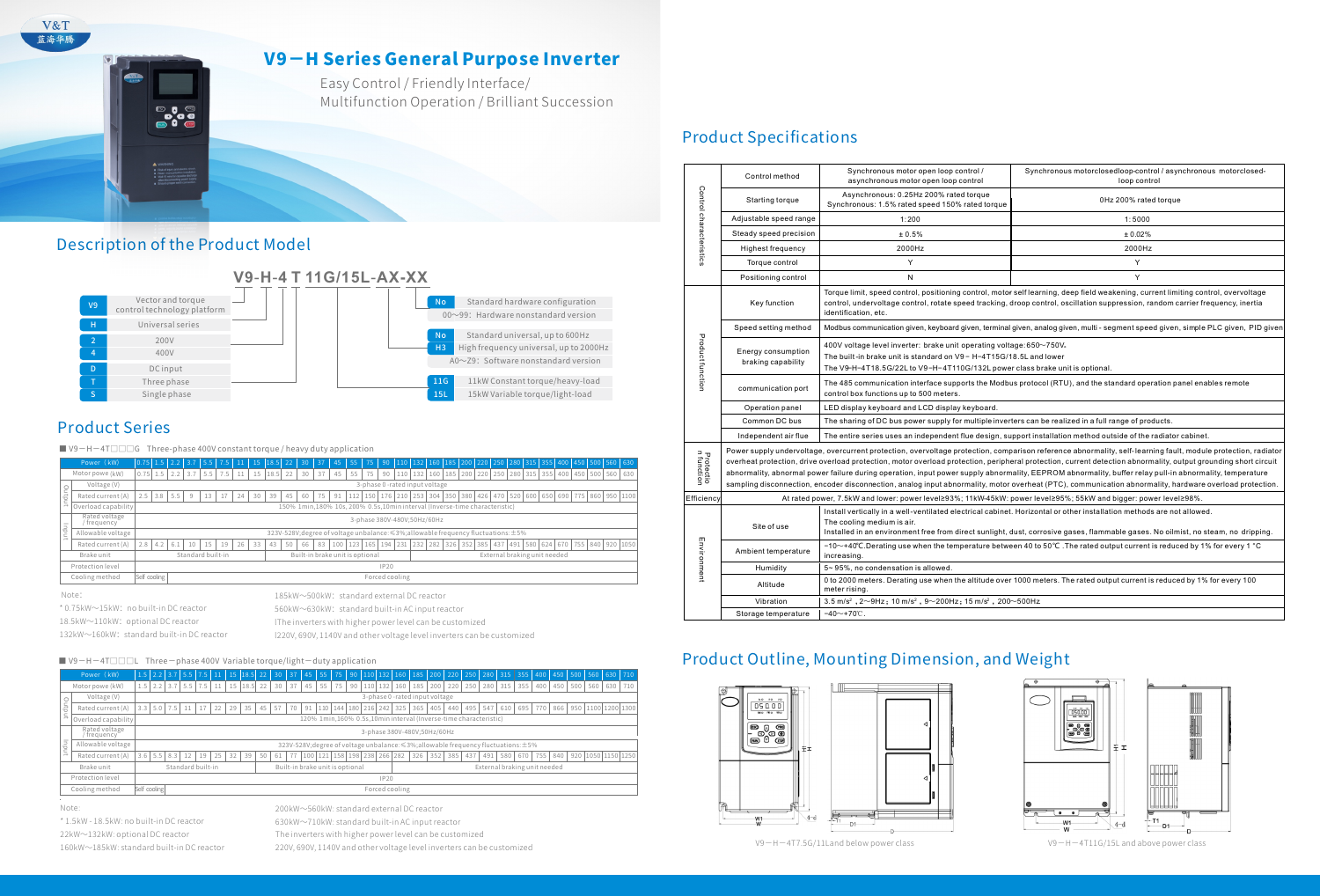# V9－H Series General Purpose Inverter

Easy Control / Friendly Interface/
Multifunction Operation / Brilliant Succession

## Description of the Product Model

**V9-H-4 T 11G/15L-AX-XX**

| Code | Meaning |
|---|---|
| V9 | Vector and torque control technology platform |
| H | Universal series |
| 2 | 200V |
| 4 | 400V |
| D | DC input |
| T | Three phase |
| S | Single phase |

| Code | Meaning |
|---|---|
| No | Standard hardware configuration |
| | 00~99: Hardware nonstandard version |
| No | Standard universal, up to 600Hz |
| H3 | High frequency universal, up to 2000Hz |
| | A0~Z9: Software nonstandard version |
| 11G | 11kW Constant torque/heavy-load |
| 15L | 15kW Variable torque/light-load |

## Product Series

■ V9－H－4T□□□G Three-phase 400V constant torque / heavy duty application

| | Power (kW) | 0.75 | 1.5 | 2.2 | 3.7 | 5.5 | 7.5 | 11 | 15 | 18.5 | 22 | 30 | 37 | 45 | 55 | 75 | 90 | 110 | 132 | 160 | 185 | 200 | 220 | 250 | 280 | 315 | 355 | 400 | 450 | 500 | 560 | 630 |
|---|---|---|---|---|---|---|---|---|---|---|---|---|---|---|---|---|---|---|---|---|---|---|---|---|---|---|---|---|---|---|---|---|
| | Motor powe (kW) | 0.75 | 1.5 | 2.2 | 3.7 | 5.5 | 7.5 | 11 | 15 | 18.5 | 22 | 30 | 37 | 45 | 55 | 75 | 90 | 110 | 132 | 160 | 185 | 200 | 220 | 250 | 280 | 315 | 355 | 400 | 450 | 500 | 560 | 630 |
| Output | Voltage (V) | 3-phase 0-rated input voltage | | | | | | | | | | | | | | | | | | | | | | | | | | | | | | |
| Output | Rated current (A) | 2.5 | 3.8 | 5.5 | 9 | 13 | 17 | 24 | 30 | 39 | 45 | 60 | 75 | 91 | 112 | 150 | 176 | 210 | 253 | 304 | 350 | 380 | 426 | 470 | 520 | 600 | 650 | 690 | 775 | 860 | 950 | 1100 |
| Output | Overload capability | 150% 1min,180% 10s,200% 0.5s,10min interval (Inverse-time characteristic) | | | | | | | | | | | | | | | | | | | | | | | | | | | | | | |
| Input | Rated voltage / frequency | 3-phase 380V-480V;50Hz/60Hz | | | | | | | | | | | | | | | | | | | | | | | | | | | | | | |
| Input | Allowable voltage | 323V-528V;degree of voltage unbalance: ≤3%;allowable frequency fluctuations: ±5% | | | | | | | | | | | | | | | | | | | | | | | | | | | | | | |
| Input | Rated current (A) | 2.8 | 4.2 | 6.1 | 10 | 15 | 19 | 26 | 33 | 43 | 50 | 66 | 83 | 100 | 123 | 165 | 194 | 231 | 232 | 282 | 326 | 352 | 385 | 437 | 491 | 580 | 624 | 670 | 755 | 840 | 920 | 1050 |
| | Brake unit | Standard built-in | | | | | | | | Built-in brake unit is optional | | | | | | | | | External braking unit needed | | | | | | | | | | | | | |
| | Protection level | IP20 | | | | | | | | | | | | | | | | | | | | | | | | | | | | | | |
| | Cooling method | Self cooling | Forced cooling | | | | | | | | | | | | | | | | | | | | | | | | | | | | | |

Note:

* 0.75kW~15kW: no built-in DC reactor
* 18.5kW~110kW: optional DC reactor
* 132kW~160kW: standard built-in DC reactor
* 185kW~500kW: standard external DC reactor
* 560kW~630kW: standard built-in AC input reactor
* The inverters with higher power level can be customized
* 220V, 690V, 1140V and other voltage level inverters can be customized

■ V9－H－4T□□□L Three－phase 400V Variable torque/light－duty application

| | Power (kW) | 1.5 | 2.2 | 3.7 | 5.5 | 7.5 | 11 | 15 | 18.5 | 22 | 30 | 37 | 45 | 55 | 75 | 90 | 110 | 132 | 160 | 185 | 200 | 220 | 250 | 280 | 315 | 355 | 400 | 450 | 500 | 560 | 630 | 710 |
|---|---|---|---|---|---|---|---|---|---|---|---|---|---|---|---|---|---|---|---|---|---|---|---|---|---|---|---|---|---|---|---|---|
| | Motor powe (kW) | 1.5 | 2.2 | 3.7 | 5.5 | 7.5 | 11 | 15 | 18.5 | 22 | 30 | 37 | 45 | 55 | 75 | 90 | 110 | 132 | 160 | 185 | 200 | 220 | 250 | 280 | 315 | 355 | 400 | 450 | 500 | 560 | 630 | 710 |
| Output | Voltage (V) | 3-phase 0-rated input voltage | | | | | | | | | | | | | | | | | | | | | | | | | | | | | | |
| Output | Rated current (A) | 3.8 | 5.0 | 7.5 | 11 | 17 | 22 | 29 | 35 | 45 | 57 | 70 | 91 | 110 | 144 | 180 | 216 | 242 | 325 | 365 | 405 | 440 | 495 | 547 | 610 | 695 | 770 | 866 | 950 | 1100 | 1200 | 1300 |
| Output | Overload capability | 120% 1min,160% 0.5s,10min interval (Inverse-time characteristic) | | | | | | | | | | | | | | | | | | | | | | | | | | | | | | |
| Input | Rated voltage / frequency | 3-phase 380V-480V;50Hz/60Hz | | | | | | | | | | | | | | | | | | | | | | | | | | | | | | |
| Input | Allowable voltage | 323V-528V;degree of voltage unbalance: ≤3%;allowable frequency fluctuations: ±5% | | | | | | | | | | | | | | | | | | | | | | | | | | | | | | |
| Input | Rated current (A) | 3.6 | 5.5 | 8.3 | 12 | 19 | 25 | 32 | 39 | 50 | 61 | 77 | 100 | 121 | 158 | 198 | 238 | 266 | 282 | 326 | 352 | 385 | 437 | 491 | 580 | 670 | 755 | 840 | 920 | 1050 | 1150 | 1250 |
| | Brake unit | Standard built-in | | | | | | | | Built-in brake unit is optional | | | | | | | | | External braking unit needed | | | | | | | | | | | | | |
| | Protection level | IP20 | | | | | | | | | | | | | | | | | | | | | | | | | | | | | | |
| | Cooling method | Self cooling | Forced cooling | | | | | | | | | | | | | | | | | | | | | | | | | | | | | |

Note:

* 1.5kW - 18.5kW: no built-in DC reactor
* 22kW~132kW: optional DC reactor
* 160kW~185kW: standard built-in DC reactor
* 200kW~560kW: standard external DC reactor
* 630kW~710kW: standard built-in AC input reactor
* The inverters with higher power level can be customized
* 220V, 690V, 1140V and other voltage level inverters can be customized

## Product Specifications

| | | | |
|---|---|---|---|
| Control characteristics | Control method | Synchronous motor open loop control / asynchronous motor open loop control | Synchronous motorclosedloop-control / asynchronous motorclosed-loop control |
| | Starting torque | Asynchronous: 0.25Hz 200% rated torque Synchronous: 1.5% rated speed 150% rated torque | 0Hz 200% rated torque |
| | Adjustable speed range | 1:200 | 1:5000 |
| | Steady speed precision | ± 0.5% | ± 0.02% |
| | Highest frequency | 2000Hz | 2000Hz |
| | Torque control | Y | Y |
| | Positioning control | N | Y |
| Product function | Key function | Torque limit, speed control, positioning control, motor self learning, deep field weakening, current limiting control, overvoltage control, undervoltage control, rotate speed tracking, droop control, oscillation suppression, random carrier frequency, inertia identification, etc. | |
| | Speed setting method | Modbus communication given, keyboard given, terminal given, analog given, multi - segment speed given, simple PLC given, PID given | |
| | Energy consumption braking capability | 400V voltage level inverter: brake unit operating voltage:650~750V. The built-in brake unit is standard on V9－H－4T15G/18.5L and lower. The V9-H-4T18.5G/22L to V9-H-4T110G/132L power class brake unit is optional. | |
| | communication port | The 485 communication interface supports the Modbus protocol (RTU), and the standard operation panel enables remote control box functions up to 500 meters. | |
| | Operation panel | LED display keyboard and LCD display keyboard. | |
| | Common DC bus | The sharing of DC bus power supply for multiple inverters can be realized in a full range of products. | |
| | Independent air flue | The entire series uses an independent flue design, support installation method outside of the radiator cabinet. | |
| Protection function | Power supply undervoltage, overcurrent protection, overvoltage protection, comparison reference abnormality, self-learning fault, module protection, radiator overheat protection, drive overload protection, motor overload protection, peripheral protection, current detection abnormality, output grounding short circuit abnormality, abnormal power failure during operation, input power supply abnormality, EEPROM abnormality, buffer relay pull-in abnormality, temperature sampling disconnection, encoder disconnection, analog input abnormality, motor overheat (PTC), communication abnormality, hardware overload protection. | | |
| Efficiency | At rated power, 7.5kW and lower: power level≥93%; 11kW-45kW: power level≥95%; 55kW and bigger: power level≥98%. | | |
| Environment | Site of use | Install vertically in a well-ventilated electrical cabinet. Horizontal or other installation methods are not allowed. The cooling medium is air. Installed in an environment free from direct sunlight, dust, corrosive gases, flammable gases. No oilmist, no steam, no dripping. | |
| | Ambient temperature | -10~+40℃.Derating use when the temperature between 40 to 50℃ .The rated output current is reduced by 1% for every 1 °C increasing. | |
| | Humidity | 5~95%, no condensation is allowed. | |
| | Altitude | 0 to 2000 meters. Derating use when the altitude over 1000 meters. The rated output current is reduced by 1% for every 100 meter rising. | |
| | Vibration | 3.5 m/s², 2~9Hz; 10 m/s², 9~200Hz; 15 m/s², 200~500Hz | |
| | Storage temperature | -40~+70℃. | |

## Product Outline, Mounting Dimension, and Weight

V9－H－4T7.5G/11Land below power class

V9－H－4T11G/15L and above power class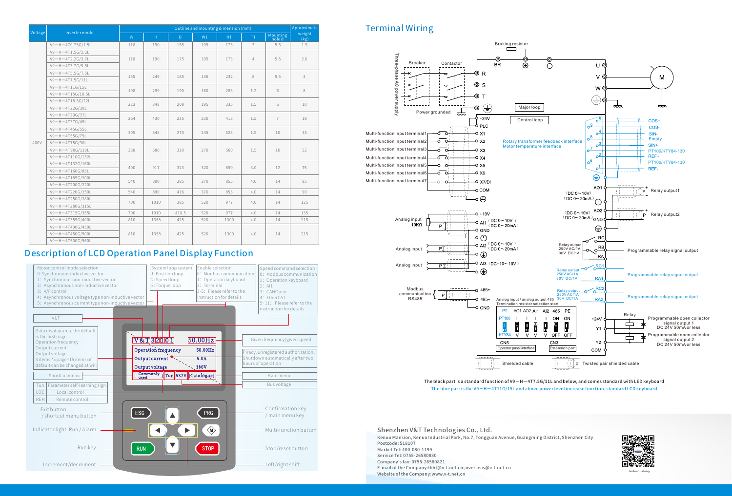| Voltage | Inverter model | Outline and mounting dimension (mm) | | | | | | | Approximate weight (kg) |
|---|---|---|---|---|---|---|---|---|---|
| | | W | H | D | W1 | H1 | T1 | Mounting hole d | |
| 400V | V9－H－4T0.75G/1.5L | 118 | 190 | 155 | 105 | 173 | 3 | 5.5 | 1.5 |
| | V9－H－4T1.5G/2.2L | 118 | 190 | 175 | 105 | 173 | 4 | 5.5 | 2.6 |
| | V9－H－4T2.2G/3.7L | | | | | | | | |
| | V9－H－4T3.7G/5.5L | | | | | | | | |
| | V9－H－4T5.5G/7.5L | 155 | 249 | 185 | 136 | 232 | 8 | 5.5 | 3 |
| | V9－H－4T7.5G/11L | | | | | | | | |
| | V9－H－4T11G/15L | 198 | 299 | 190 | 160 | 283 | 1.2 | 6 | 8 |
| | V9－H－4T15G/18.5L | | | | | | | | |
| | V9－H－4T18.5G/22L | 223 | 348 | 208 | 195 | 335 | 1.5 | 6 | 10 |
| | V9－H－4T22G/30L | | | | | | | | |
| | V9－H－4T30G/37L | 264 | 430 | 235 | 230 | 418 | 1.5 | 7 | 18 |
| | V9－H－4T37G/45L | | | | | | | | |
| | V9－H－4T45G/55L | 305 | 545 | 270 | 245 | 523 | 1.5 | 10 | 35 |
| | V9－H－4T55G/75L | | | | | | | | |
| | V9－H－4T75G/90L | 338 | 580 | 310 | 270 | 560 | 1.5 | 10 | 52 |
| | V9－H－4T90G/110L | | | | | | | | |
| | V9－H－4T110G/132L | | | | | | | | |
| | V9－H－4T132G/160L | 400 | 917 | 323 | 320 | 890 | 3.0 | 12 | 75 |
| | V9－H－4T160G/85L | | | | | | | | |
| | V9－H－4T185G/200L | 540 | 890 | 385 | 370 | 855 | 4.0 | 14 | 85 |
| | V9－H－4T200G/220L | | | | | | | | |
| | V9－H－4T220G/250L | 540 | 890 | 416 | 370 | 855 | 4.0 | 14 | 90 |
| | V9－H－4T250G/280L | 700 | 1010 | 385 | 520 | 977 | 4.0 | 14 | 125 |
| | V9－H－4T280G/315L | | | | | | | | |
| | V9－H－4T315G/355L | 700 | 1010 | 418.5 | 520 | 977 | 4.0 | 14 | 135 |
| | V9－H－4T355G/400L | 810 | 1358 | 425 | 520 | 1300 | 4.0 | 14 | 215 |
| | V9－H－4T400G/450L | 810 | 1358 | 425 | 520 | 1300 | 4.0 | 14 | 215 |
| | V9－H－4T450G/500L | | | | | | | | |
| | V9－H－4T500G/560L | | | | | | | | |

## Description of LCD Operation Panel Display Function

Motor control mode selection
0: Synchronous inductive vector
1: Synchronous non-inductive vector
2: Asynchronous non-inductive vector
3: V/F control
4: Asynchronous voltage type non-inductive vector
5: Asynchronous current type non-inductive vector

System loop system
1: Position loop
2: Speed loop
3: Torque loop

Enable selection
0: Modbus communication
1: Operation keyboard
2: Terminal
3-5: Please refer to the instruction for details

Speed command selection
0: Modbus communication
1: Operation keyboard
2: AI1
3: CANOpen
4: EtherCAT
5~11: Please refer to the instruction for details

V&T

Data display area, the default is the first page
Operation frequency
Output current
Output voltage
3 items *5 page=15 items of default can be changed at will

Shortcut menu

Tun — Parameter self-learning sign
LOC — Local control
REM — Remote control

Given frequency/given speed

Piracy, unregistered authorization, Shutdown automatically after two hours of operation

Main menu

Bus voltage

Display: V&T 3 2 1 0 1 — 50.00Hz; Operation frequency 50.00Hz; Output current 5.0A; Output voltage 380V; [Commonly used] Tun 537V [Catalogue]

Exit button / shortcut menu button

Indicator light: Run / Alarm

Run key

Increment/decrement

Confirmation key / main menu key

Multi-function button

Stop/reset button

Left/right shift

## Terminal Wiring

Three-phase AC power supply — Breaker — Contactor — R, S, T; Power grounded

Braking resistor: BR, ⊕, ⊖

U, V, W — M

Major loop

Control loop

+24V, PLC

Multi-function input terminal1 — X1
Multi-function input terminal2 — X2
Multi-function input terminal3 — X3
Multi-function input terminal4 — X4
Multi-function input terminal5 — X5
Multi-function input terminal6 — X6
Multi-function input terminal7 — X7/DI
COM

Analog input 10KΩ — +10V, AI1 (DC 0~10V) (DC 0~20mA), GND

Analog input — AI2 (DC 0~10V) (DC 0~20mA)

Analog input — AI3 (DC-10~10V)

Modbus communication RS485 — 485+, 485-, GND

Rotary transformer feedback interface
Motor temperature interface

COS+, COS-, SIN-, Empty, SIN+, PT100/KTY84-130, REF+, PT100/KTY84-130, REF-

AO1 (DC 0~10V) (DC 0~20mA) — Relay output1

AO2 (DC 0~10V) (DC 0~20mA), GND — Relay output2

Relay output 250V AC/1A 30V DC/1A — RC, RB, RA — Programmable relay signal output

Relay output 250V AC/1A 30V DC/1A — RC1, RA1 — Programmable relay signal output

Relay output 250V AC/1A 30V DC/1A — RC2, RA2 — Programmable relay signal output

Analog input / analog output 485 Termination resistor selection start

| PT | AO1 | AO2 | AI1 | AI2 | 485 | PE |
|---|---|---|---|---|---|---|
| PT100 | I | I | I | I | ON | ON |
| KTY84 | V | V | V | V | OFF | OFF |

CN5 — Operator panel interface
CN3 — Extension port

Relay — +24V, Y1 — Programmable open collector signal output 1 DC 24V 50mA or less

Y2, COM — Programmable open collector signal output 2 DC 24V 50mA or less

Shielded cable

Twisted pair shielded cable

The black part is a standard function of V9－H－4T7.5G/11L and below, and comes standard with LED keyboard

The blue part is the V9－H－4T11G/15L and above power level increase function, standard LCD keyboard

**Shenzhen V&T Technologies Co., Ltd.**

Kenuo Mansion, Kenuo Industrial Park, No.7, Tongguan Avenue, Guangming District, Shenzhen City
Postcode: 518107
Market Tel: 400-080-1199
Service Tel: 0755-26580830
Company's fax: 0755-26580821
E-mail of the Company: lhht@v-t.net.cn; overseas@v-t.net.cn
Website of the Company: www.v-t.net.cn

lanhaihuateng